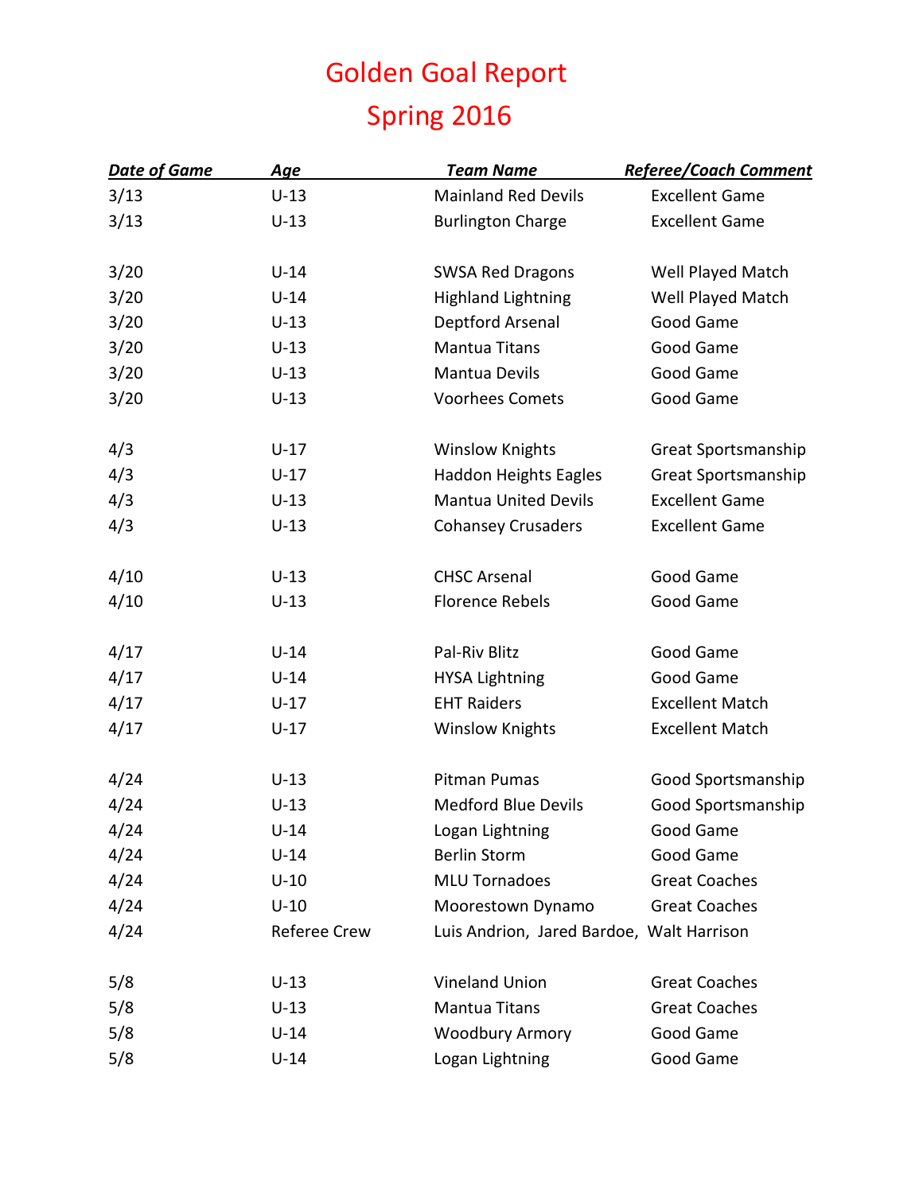# Golden Goal Report
# Spring 2016

| Date of Game | Age | Team Name | Referee/Coach Comment |
|---|---|---|---|
| 3/13 | U-13 | Mainland Red Devils | Excellent Game |
| 3/13 | U-13 | Burlington Charge | Excellent Game |
| | | | |
| 3/20 | U-14 | SWSA Red Dragons | Well Played Match |
| 3/20 | U-14 | Highland Lightning | Well Played Match |
| 3/20 | U-13 | Deptford Arsenal | Good Game |
| 3/20 | U-13 | Mantua Titans | Good Game |
| 3/20 | U-13 | Mantua Devils | Good Game |
| 3/20 | U-13 | Voorhees Comets | Good Game |
| | | | |
| 4/3 | U-17 | Winslow Knights | Great Sportsmanship |
| 4/3 | U-17 | Haddon Heights Eagles | Great Sportsmanship |
| 4/3 | U-13 | Mantua United Devils | Excellent Game |
| 4/3 | U-13 | Cohansey Crusaders | Excellent Game |
| | | | |
| 4/10 | U-13 | CHSC Arsenal | Good Game |
| 4/10 | U-13 | Florence Rebels | Good Game |
| | | | |
| 4/17 | U-14 | Pal-Riv Blitz | Good Game |
| 4/17 | U-14 | HYSA Lightning | Good Game |
| 4/17 | U-17 | EHT Raiders | Excellent Match |
| 4/17 | U-17 | Winslow Knights | Excellent Match |
| | | | |
| 4/24 | U-13 | Pitman Pumas | Good Sportsmanship |
| 4/24 | U-13 | Medford Blue Devils | Good Sportsmanship |
| 4/24 | U-14 | Logan Lightning | Good Game |
| 4/24 | U-14 | Berlin Storm | Good Game |
| 4/24 | U-10 | MLU Tornadoes | Great Coaches |
| 4/24 | U-10 | Moorestown Dynamo | Great Coaches |
| 4/24 | Referee Crew | Luis Andrion, Jared Bardoe, | Walt Harrison |
| | | | |
| 5/8 | U-13 | Vineland Union | Great Coaches |
| 5/8 | U-13 | Mantua Titans | Great Coaches |
| 5/8 | U-14 | Woodbury Armory | Good Game |
| 5/8 | U-14 | Logan Lightning | Good Game |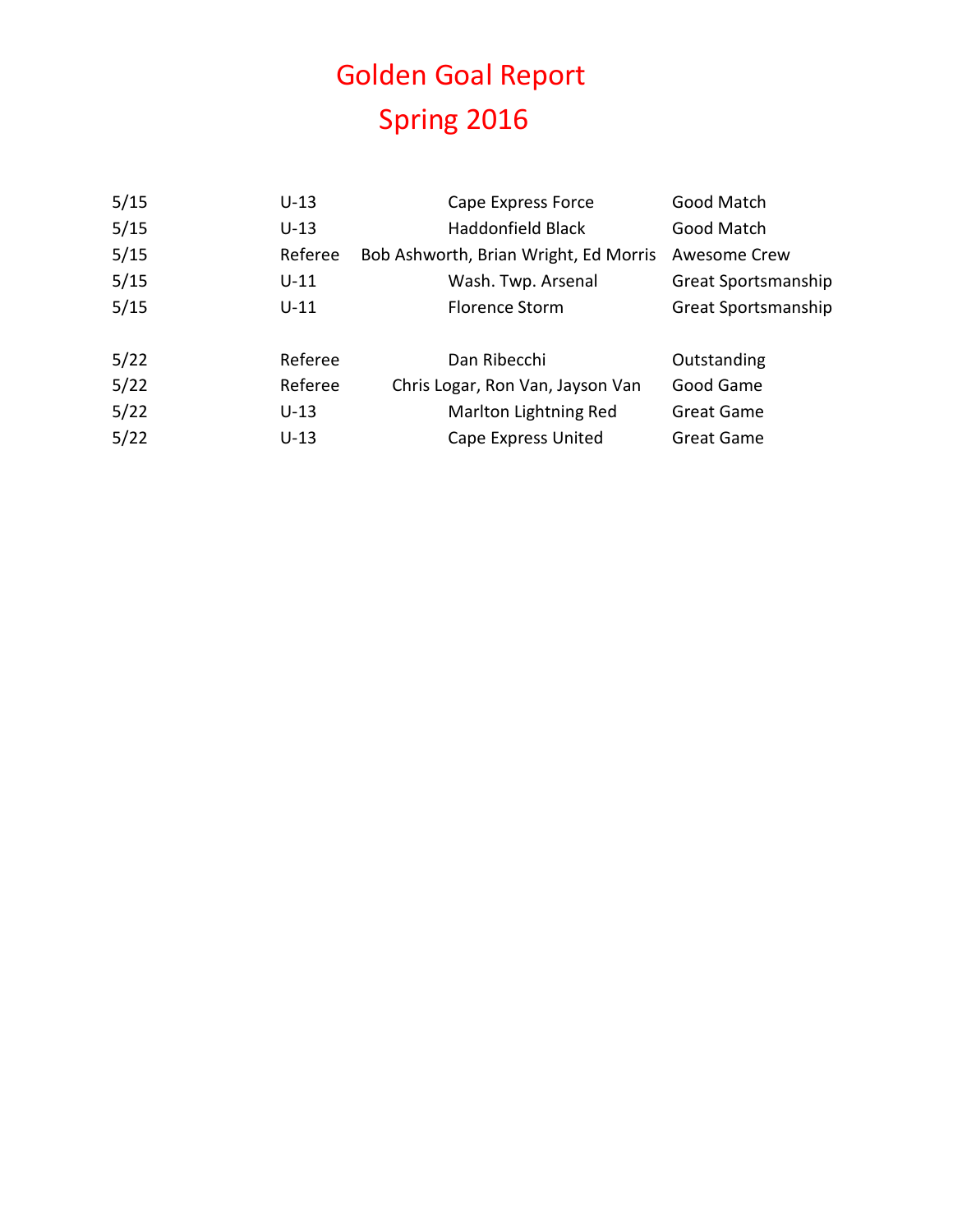# Golden Goal Report
# Spring 2016

| | | | |
|---|---|---|---|
| 5/15 | U-13 | Cape Express Force | Good Match |
| 5/15 | U-13 | Haddonfield Black | Good Match |
| 5/15 | Referee | Bob Ashworth, Brian Wright, Ed Morris | Awesome Crew |
| 5/15 | U-11 | Wash. Twp. Arsenal | Great Sportsmanship |
| 5/15 | U-11 | Florence Storm | Great Sportsmanship |
| | | | |
| 5/22 | Referee | Dan Ribecchi | Outstanding |
| 5/22 | Referee | Chris Logar, Ron Van, Jayson Van | Good Game |
| 5/22 | U-13 | Marlton Lightning Red | Great Game |
| 5/22 | U-13 | Cape Express United | Great Game |